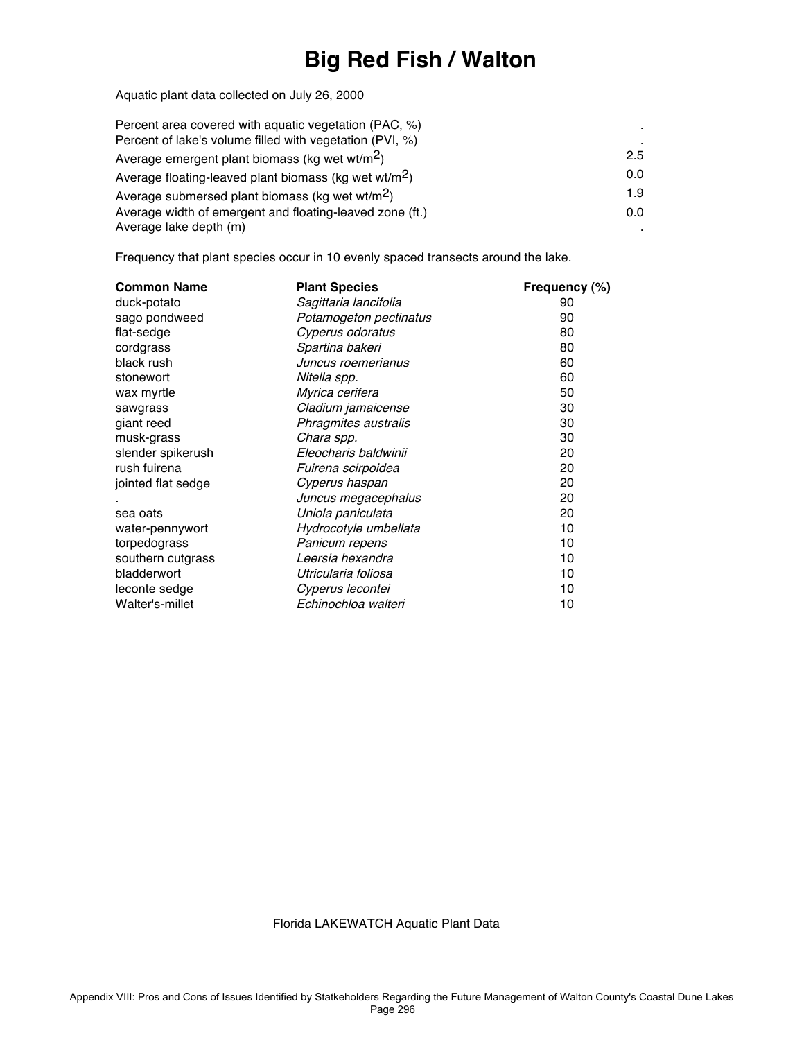# Big Red Fish / Walton

Aquatic plant data collected on July 26, 2000

| | |
|---|---|
| Percent area covered with aquatic vegetation (PAC, %) | . |
| Percent of lake's volume filled with vegetation (PVI, %) | . |
| Average emergent plant biomass (kg wet wt/$m^2$) | 2.5 |
| Average floating-leaved plant biomass (kg wet wt/$m^2$) | 0.0 |
| Average submersed plant biomass (kg wet wt/$m^2$) | 1.9 |
| Average width of emergent and floating-leaved zone (ft.) | 0.0 |
| Average lake depth (m) | . |

Frequency that plant species occur in 10 evenly spaced transects around the lake.

| Common Name | Plant Species | Frequency (%) |
|---|---|---|
| duck-potato | *Sagittaria lancifolia* | 90 |
| sago pondweed | *Potamogeton pectinatus* | 90 |
| flat-sedge | *Cyperus odoratus* | 80 |
| cordgrass | *Spartina bakeri* | 80 |
| black rush | *Juncus roemerianus* | 60 |
| stonewort | *Nitella spp.* | 60 |
| wax myrtle | *Myrica cerifera* | 50 |
| sawgrass | *Cladium jamaicense* | 30 |
| giant reed | *Phragmites australis* | 30 |
| musk-grass | *Chara spp.* | 30 |
| slender spikerush | *Eleocharis baldwinii* | 20 |
| rush fuirena | *Fuirena scirpoidea* | 20 |
| jointed flat sedge | *Cyperus haspan* | 20 |
| . | *Juncus megacephalus* | 20 |
| sea oats | *Uniola paniculata* | 20 |
| water-pennywort | *Hydrocotyle umbellata* | 10 |
| torpedograss | *Panicum repens* | 10 |
| southern cutgrass | *Leersia hexandra* | 10 |
| bladderwort | *Utricularia foliosa* | 10 |
| leconte sedge | *Cyperus lecontei* | 10 |
| Walter's-millet | *Echinochloa walteri* | 10 |

Florida LAKEWATCH Aquatic Plant Data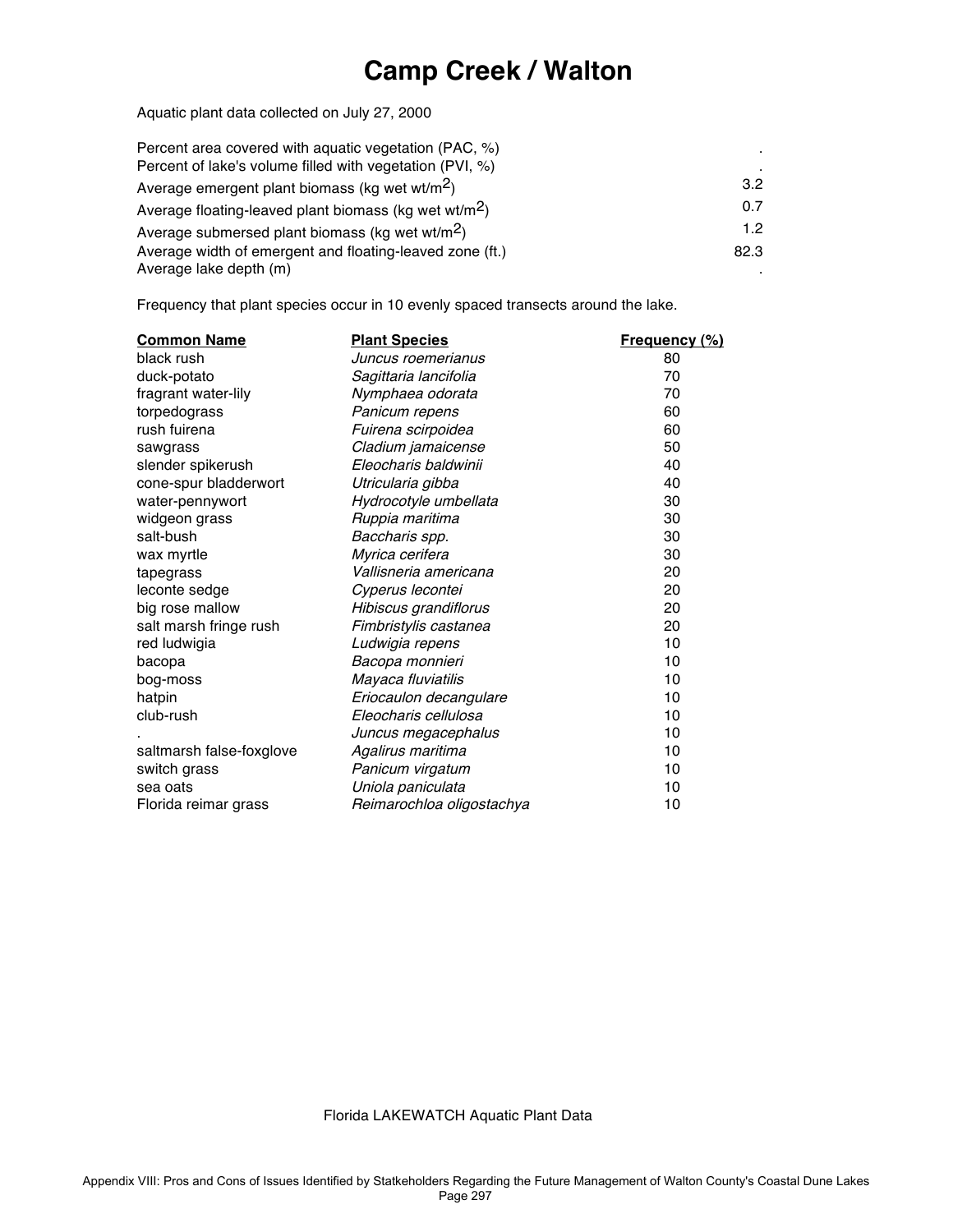# Camp Creek / Walton

Aquatic plant data collected on July 27, 2000

| | |
|---|---|
| Percent area covered with aquatic vegetation (PAC, %) | . |
| Percent of lake's volume filled with vegetation (PVI, %) | . |
| Average emergent plant biomass (kg wet wt/m$^2$) | 3.2 |
| Average floating-leaved plant biomass (kg wet wt/m$^2$) | 0.7 |
| Average submersed plant biomass (kg wet wt/m$^2$) | 1.2 |
| Average width of emergent and floating-leaved zone (ft.) | 82.3 |
| Average lake depth (m) | . |

Frequency that plant species occur in 10 evenly spaced transects around the lake.

| Common Name | Plant Species | Frequency (%) |
|---|---|---|
| black rush | *Juncus roemerianus* | 80 |
| duck-potato | *Sagittaria lancifolia* | 70 |
| fragrant water-lily | *Nymphaea odorata* | 70 |
| torpedograss | *Panicum repens* | 60 |
| rush fuirena | *Fuirena scirpoidea* | 60 |
| sawgrass | *Cladium jamaicense* | 50 |
| slender spikerush | *Eleocharis baldwinii* | 40 |
| cone-spur bladderwort | *Utricularia gibba* | 40 |
| water-pennywort | *Hydrocotyle umbellata* | 30 |
| widgeon grass | *Ruppia maritima* | 30 |
| salt-bush | *Baccharis spp.* | 30 |
| wax myrtle | *Myrica cerifera* | 30 |
| tapegrass | *Vallisneria americana* | 20 |
| leconte sedge | *Cyperus lecontei* | 20 |
| big rose mallow | *Hibiscus grandiflorus* | 20 |
| salt marsh fringe rush | *Fimbristylis castanea* | 20 |
| red ludwigia | *Ludwigia repens* | 10 |
| bacopa | *Bacopa monnieri* | 10 |
| bog-moss | *Mayaca fluviatilis* | 10 |
| hatpin | *Eriocaulon decangulare* | 10 |
| club-rush | *Eleocharis cellulosa* | 10 |
| . | *Juncus megacephalus* | 10 |
| saltmarsh false-foxglove | *Agalirus maritima* | 10 |
| switch grass | *Panicum virgatum* | 10 |
| sea oats | *Uniola paniculata* | 10 |
| Florida reimar grass | *Reimarochloa oligostachya* | 10 |

Florida LAKEWATCH Aquatic Plant Data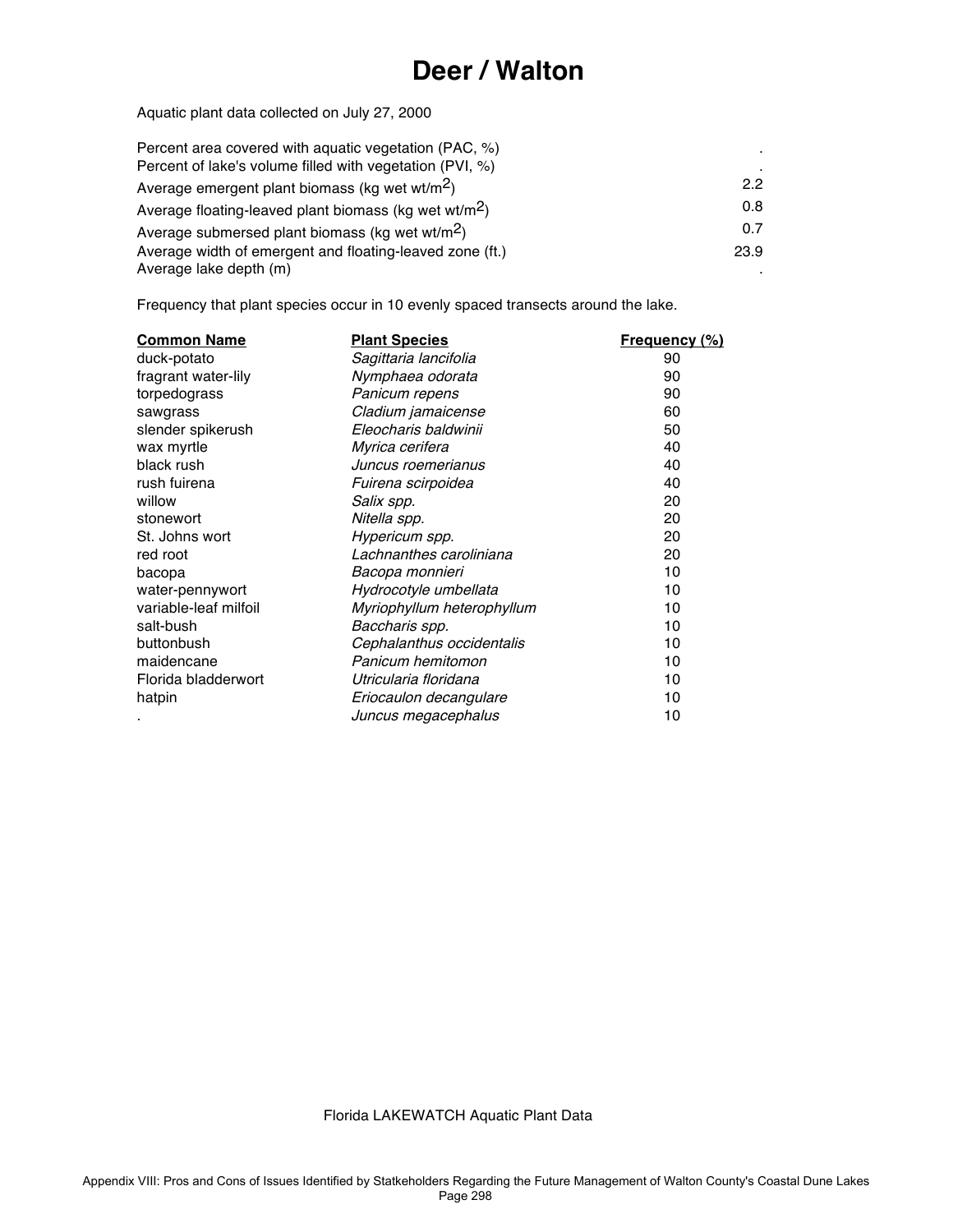# Deer / Walton

Aquatic plant data collected on July 27, 2000

| | |
|---|---|
| Percent area covered with aquatic vegetation (PAC, %) | . |
| Percent of lake's volume filled with vegetation (PVI, %) | . |
| Average emergent plant biomass (kg wet wt/$m^2$) | 2.2 |
| Average floating-leaved plant biomass (kg wet wt/$m^2$) | 0.8 |
| Average submersed plant biomass (kg wet wt/$m^2$) | 0.7 |
| Average width of emergent and floating-leaved zone (ft.) | 23.9 |
| Average lake depth (m) | . |

Frequency that plant species occur in 10 evenly spaced transects around the lake.

| Common Name | Plant Species | Frequency (%) |
|---|---|---|
| duck-potato | *Sagittaria lancifolia* | 90 |
| fragrant water-lily | *Nymphaea odorata* | 90 |
| torpedograss | *Panicum repens* | 90 |
| sawgrass | *Cladium jamaicense* | 60 |
| slender spikerush | *Eleocharis baldwinii* | 50 |
| wax myrtle | *Myrica cerifera* | 40 |
| black rush | *Juncus roemerianus* | 40 |
| rush fuirena | *Fuirena scirpoidea* | 40 |
| willow | *Salix spp.* | 20 |
| stonewort | *Nitella spp.* | 20 |
| St. Johns wort | *Hypericum spp.* | 20 |
| red root | *Lachnanthes caroliniana* | 20 |
| bacopa | *Bacopa monnieri* | 10 |
| water-pennywort | *Hydrocotyle umbellata* | 10 |
| variable-leaf milfoil | *Myriophyllum heterophyllum* | 10 |
| salt-bush | *Baccharis spp.* | 10 |
| buttonbush | *Cephalanthus occidentalis* | 10 |
| maidencane | *Panicum hemitomon* | 10 |
| Florida bladderwort | *Utricularia floridana* | 10 |
| hatpin | *Eriocaulon decangulare* | 10 |
| . | *Juncus megacephalus* | 10 |

Florida LAKEWATCH Aquatic Plant Data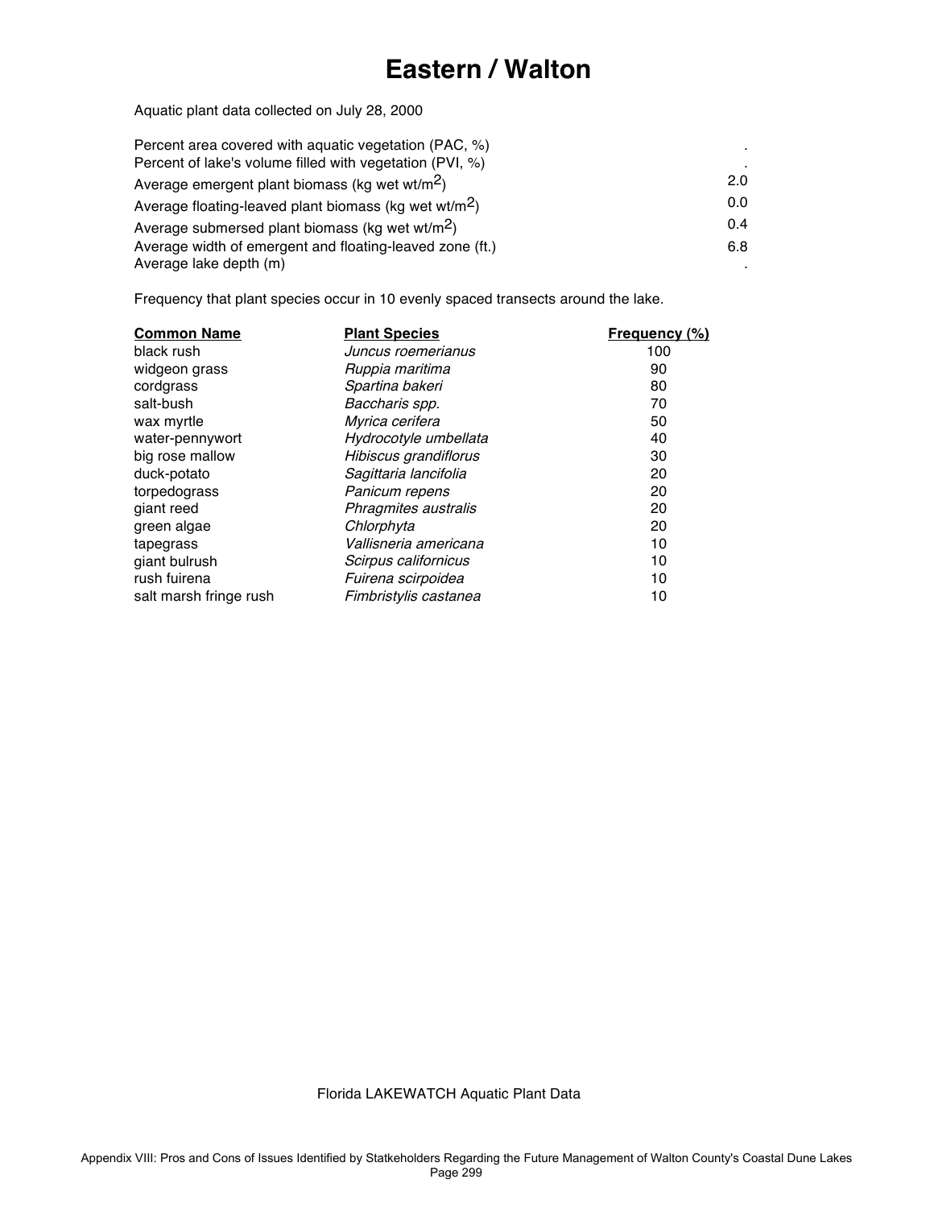# Eastern / Walton

Aquatic plant data collected on July 28, 2000

| | |
|---|---|
| Percent area covered with aquatic vegetation (PAC, %) | . |
| Percent of lake's volume filled with vegetation (PVI, %) | . |
| Average emergent plant biomass (kg wet wt/$m^2$) | 2.0 |
| Average floating-leaved plant biomass (kg wet wt/$m^2$) | 0.0 |
| Average submersed plant biomass (kg wet wt/$m^2$) | 0.4 |
| Average width of emergent and floating-leaved zone (ft.) | 6.8 |
| Average lake depth (m) | . |

Frequency that plant species occur in 10 evenly spaced transects around the lake.

| Common Name | Plant Species | Frequency (%) |
|---|---|---|
| black rush | *Juncus roemerianus* | 100 |
| widgeon grass | *Ruppia maritima* | 90 |
| cordgrass | *Spartina bakeri* | 80 |
| salt-bush | *Baccharis spp.* | 70 |
| wax myrtle | *Myrica cerifera* | 50 |
| water-pennywort | *Hydrocotyle umbellata* | 40 |
| big rose mallow | *Hibiscus grandiflorus* | 30 |
| duck-potato | *Sagittaria lancifolia* | 20 |
| torpedograss | *Panicum repens* | 20 |
| giant reed | *Phragmites australis* | 20 |
| green algae | *Chlorphyta* | 20 |
| tapegrass | *Vallisneria americana* | 10 |
| giant bulrush | *Scirpus californicus* | 10 |
| rush fuirena | *Fuirena scirpoidea* | 10 |
| salt marsh fringe rush | *Fimbristylis castanea* | 10 |

Florida LAKEWATCH Aquatic Plant Data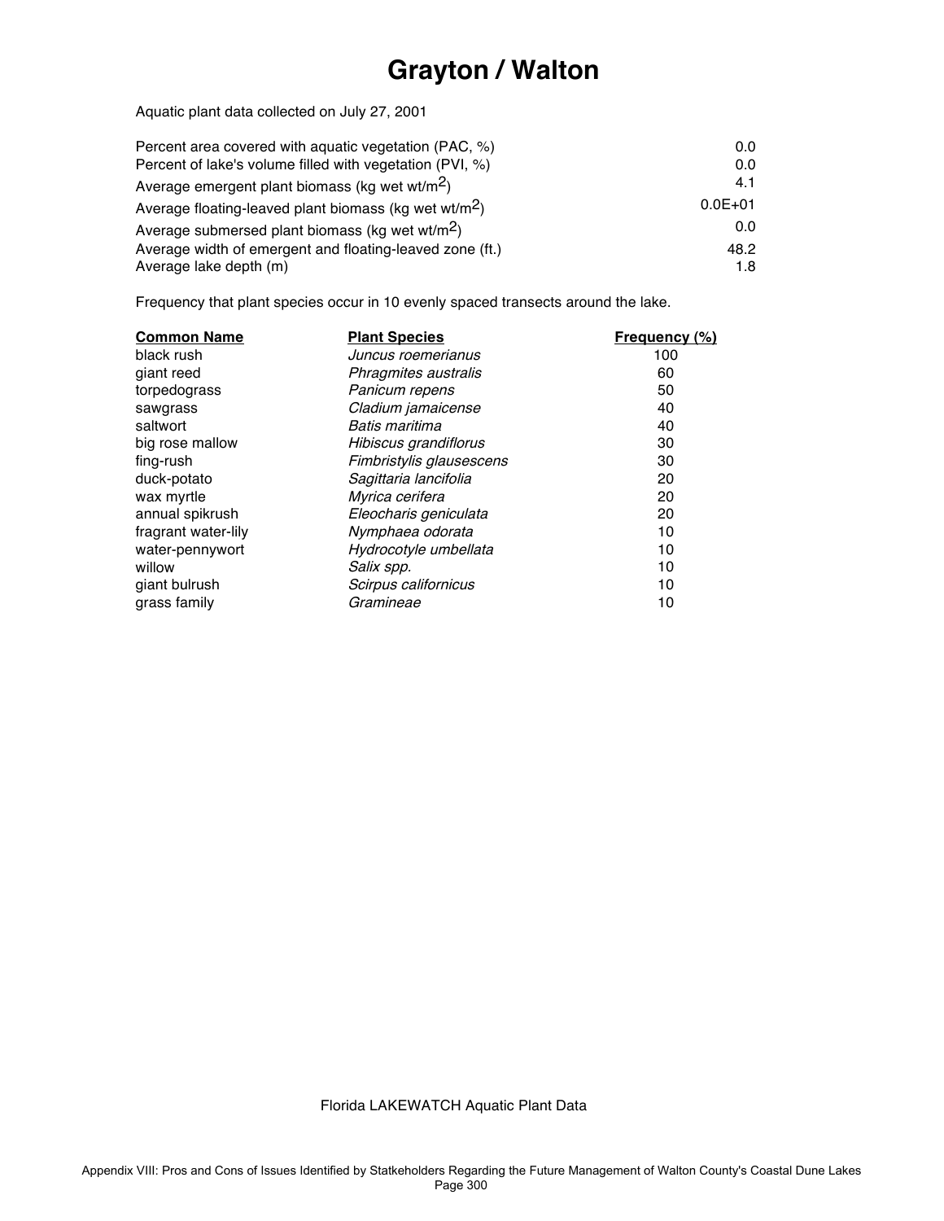# Grayton / Walton

Aquatic plant data collected on July 27, 2001

| | |
|---|---|
| Percent area covered with aquatic vegetation (PAC, %) | 0.0 |
| Percent of lake's volume filled with vegetation (PVI, %) | 0.0 |
| Average emergent plant biomass (kg wet wt/m$^2$) | 4.1 |
| Average floating-leaved plant biomass (kg wet wt/m$^2$) | 0.0E+01 |
| Average submersed plant biomass (kg wet wt/m$^2$) | 0.0 |
| Average width of emergent and floating-leaved zone (ft.) | 48.2 |
| Average lake depth (m) | 1.8 |

Frequency that plant species occur in 10 evenly spaced transects around the lake.

| Common Name | Plant Species | Frequency (%) |
|---|---|---|
| black rush | *Juncus roemerianus* | 100 |
| giant reed | *Phragmites australis* | 60 |
| torpedograss | *Panicum repens* | 50 |
| sawgrass | *Cladium jamaicense* | 40 |
| saltwort | *Batis maritima* | 40 |
| big rose mallow | *Hibiscus grandiflorus* | 30 |
| fing-rush | *Fimbristylis glausescens* | 30 |
| duck-potato | *Sagittaria lancifolia* | 20 |
| wax myrtle | *Myrica cerifera* | 20 |
| annual spikrush | *Eleocharis geniculata* | 20 |
| fragrant water-lily | *Nymphaea odorata* | 10 |
| water-pennywort | *Hydrocotyle umbellata* | 10 |
| willow | *Salix spp.* | 10 |
| giant bulrush | *Scirpus californicus* | 10 |
| grass family | *Gramineae* | 10 |

Florida LAKEWATCH Aquatic Plant Data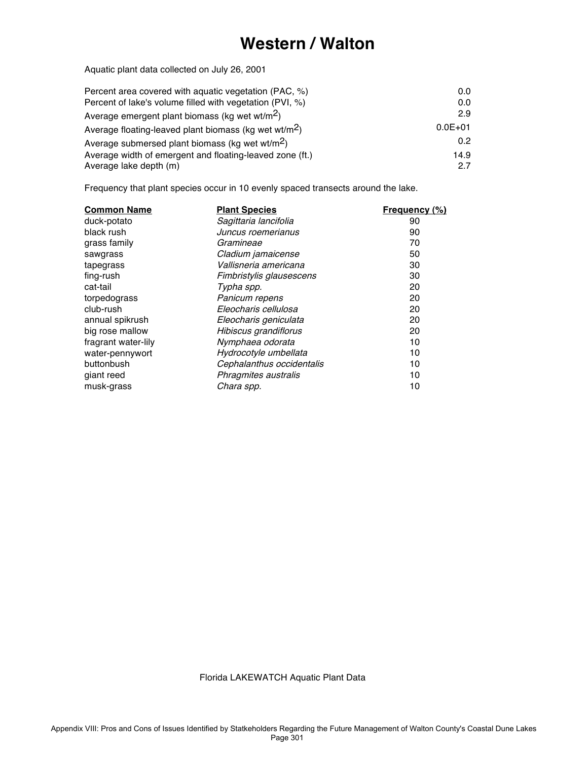# Western / Walton

Aquatic plant data collected on July 26, 2001

| | |
|---|---|
| Percent area covered with aquatic vegetation (PAC, %) | 0.0 |
| Percent of lake's volume filled with vegetation (PVI, %) | 0.0 |
| Average emergent plant biomass (kg wet wt/m$^2$) | 2.9 |
| Average floating-leaved plant biomass (kg wet wt/m$^2$) | 0.0E+01 |
| Average submersed plant biomass (kg wet wt/m$^2$) | 0.2 |
| Average width of emergent and floating-leaved zone (ft.) | 14.9 |
| Average lake depth (m) | 2.7 |

Frequency that plant species occur in 10 evenly spaced transects around the lake.

| Common Name | Plant Species | Frequency (%) |
|---|---|---|
| duck-potato | *Sagittaria lancifolia* | 90 |
| black rush | *Juncus roemerianus* | 90 |
| grass family | *Gramineae* | 70 |
| sawgrass | *Cladium jamaicense* | 50 |
| tapegrass | *Vallisneria americana* | 30 |
| fing-rush | *Fimbristylis glausescens* | 30 |
| cat-tail | *Typha spp.* | 20 |
| torpedograss | *Panicum repens* | 20 |
| club-rush | *Eleocharis cellulosa* | 20 |
| annual spikrush | *Eleocharis geniculata* | 20 |
| big rose mallow | *Hibiscus grandiflorus* | 20 |
| fragrant water-lily | *Nymphaea odorata* | 10 |
| water-pennywort | *Hydrocotyle umbellata* | 10 |
| buttonbush | *Cephalanthus occidentalis* | 10 |
| giant reed | *Phragmites australis* | 10 |
| musk-grass | *Chara spp.* | 10 |

Florida LAKEWATCH Aquatic Plant Data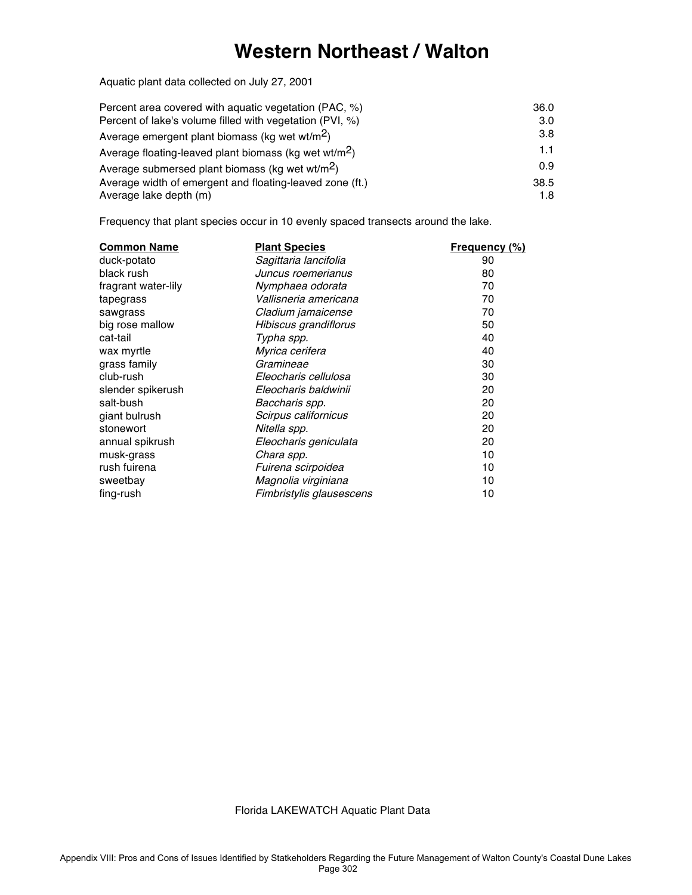# Western Northeast / Walton

Aquatic plant data collected on July 27, 2001

| | |
|---|---|
| Percent area covered with aquatic vegetation (PAC, %) | 36.0 |
| Percent of lake's volume filled with vegetation (PVI, %) | 3.0 |
| Average emergent plant biomass (kg wet wt/m$^2$) | 3.8 |
| Average floating-leaved plant biomass (kg wet wt/m$^2$) | 1.1 |
| Average submersed plant biomass (kg wet wt/m$^2$) | 0.9 |
| Average width of emergent and floating-leaved zone (ft.) | 38.5 |
| Average lake depth (m) | 1.8 |

Frequency that plant species occur in 10 evenly spaced transects around the lake.

| Common Name | Plant Species | Frequency (%) |
|---|---|---|
| duck-potato | *Sagittaria lancifolia* | 90 |
| black rush | *Juncus roemerianus* | 80 |
| fragrant water-lily | *Nymphaea odorata* | 70 |
| tapegrass | *Vallisneria americana* | 70 |
| sawgrass | *Cladium jamaicense* | 70 |
| big rose mallow | *Hibiscus grandiflorus* | 50 |
| cat-tail | *Typha spp.* | 40 |
| wax myrtle | *Myrica cerifera* | 40 |
| grass family | *Gramineae* | 30 |
| club-rush | *Eleocharis cellulosa* | 30 |
| slender spikerush | *Eleocharis baldwinii* | 20 |
| salt-bush | *Baccharis spp.* | 20 |
| giant bulrush | *Scirpus californicus* | 20 |
| stonewort | *Nitella spp.* | 20 |
| annual spikrush | *Eleocharis geniculata* | 20 |
| musk-grass | *Chara spp.* | 10 |
| rush fuirena | *Fuirena scirpoidea* | 10 |
| sweetbay | *Magnolia virginiana* | 10 |
| fing-rush | *Fimbristylis glausescens* | 10 |

Florida LAKEWATCH Aquatic Plant Data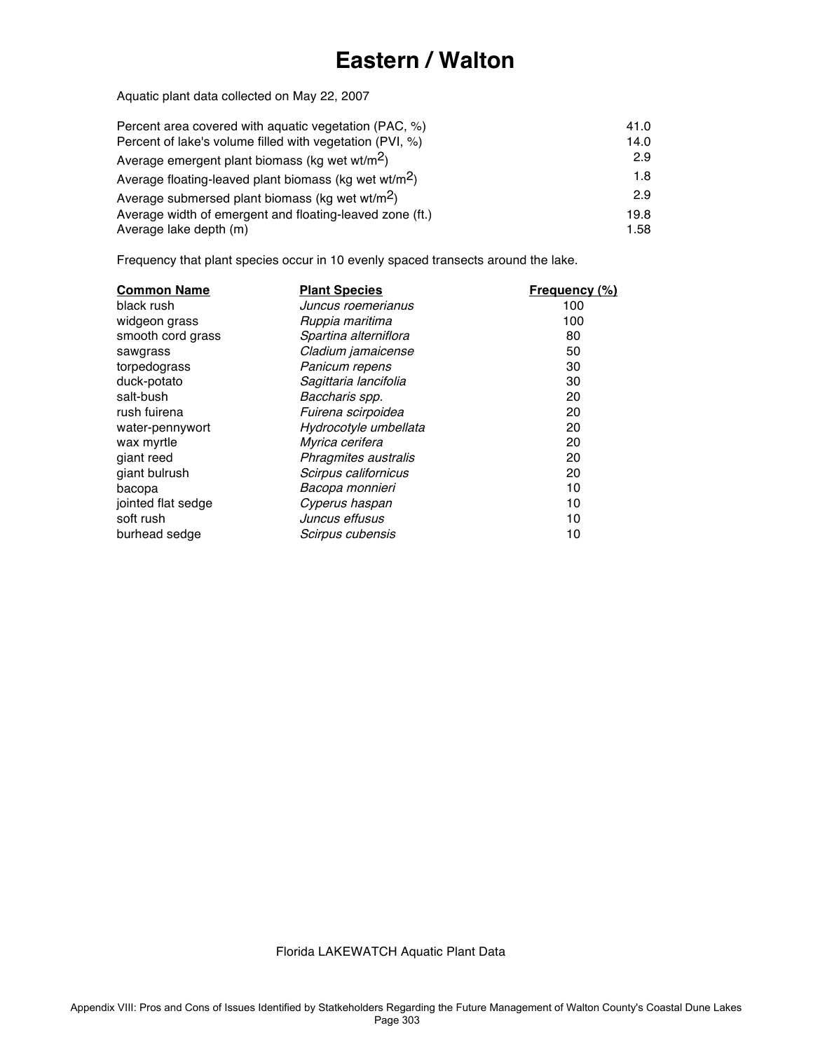# Eastern / Walton

Aquatic plant data collected on May 22, 2007

| | |
|---|---|
| Percent area covered with aquatic vegetation (PAC, %) | 41.0 |
| Percent of lake's volume filled with vegetation (PVI, %) | 14.0 |
| Average emergent plant biomass (kg wet wt/$m^2$) | 2.9 |
| Average floating-leaved plant biomass (kg wet wt/$m^2$) | 1.8 |
| Average submersed plant biomass (kg wet wt/$m^2$) | 2.9 |
| Average width of emergent and floating-leaved zone (ft.) | 19.8 |
| Average lake depth (m) | 1.58 |

Frequency that plant species occur in 10 evenly spaced transects around the lake.

| Common Name | Plant Species | Frequency (%) |
|---|---|---|
| black rush | *Juncus roemerianus* | 100 |
| widgeon grass | *Ruppia maritima* | 100 |
| smooth cord grass | *Spartina alterniflora* | 80 |
| sawgrass | *Cladium jamaicense* | 50 |
| torpedograss | *Panicum repens* | 30 |
| duck-potato | *Sagittaria lancifolia* | 30 |
| salt-bush | *Baccharis spp.* | 20 |
| rush fuirena | *Fuirena scirpoidea* | 20 |
| water-pennywort | *Hydrocotyle umbellata* | 20 |
| wax myrtle | *Myrica cerifera* | 20 |
| giant reed | *Phragmites australis* | 20 |
| giant bulrush | *Scirpus californicus* | 20 |
| bacopa | *Bacopa monnieri* | 10 |
| jointed flat sedge | *Cyperus haspan* | 10 |
| soft rush | *Juncus effusus* | 10 |
| burhead sedge | *Scirpus cubensis* | 10 |

Florida LAKEWATCH Aquatic Plant Data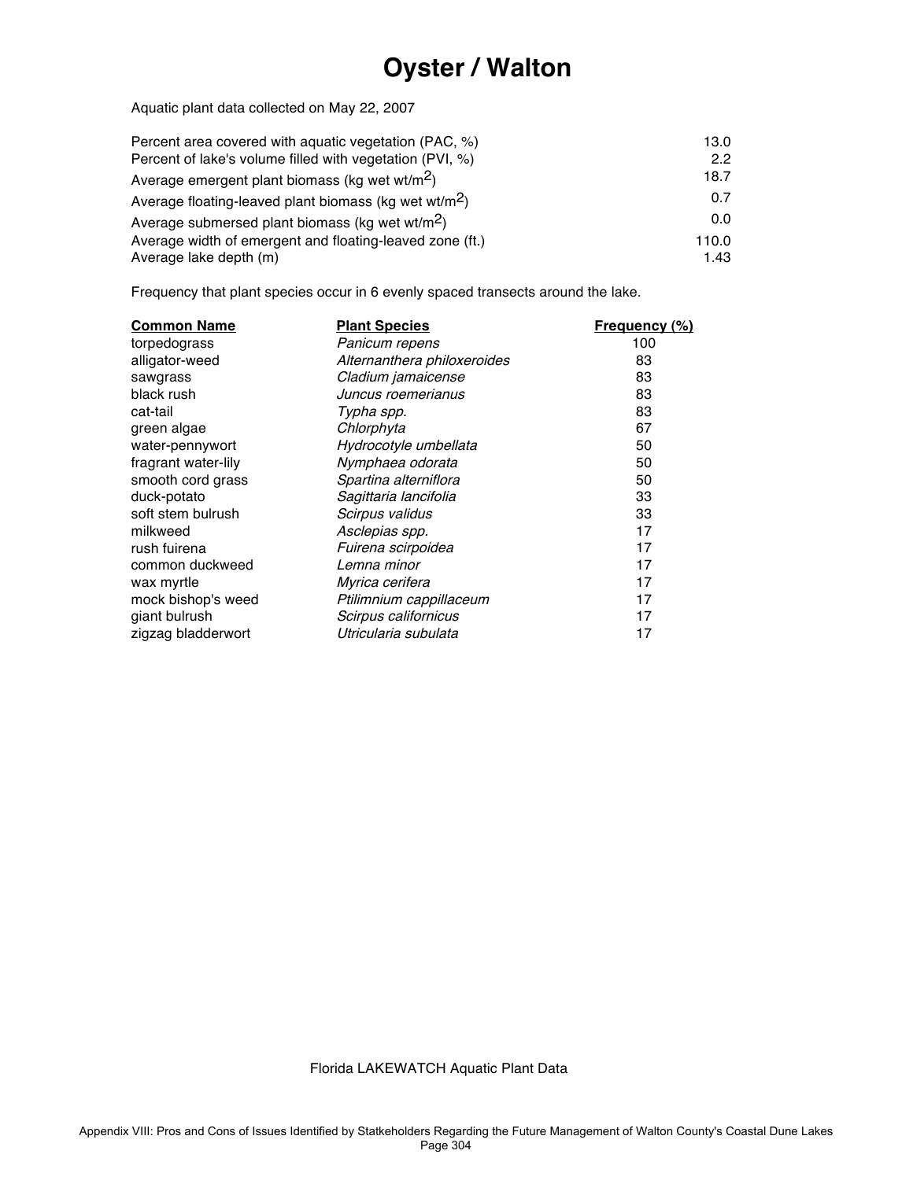# Oyster / Walton

Aquatic plant data collected on May 22, 2007

| | |
|---|---|
| Percent area covered with aquatic vegetation (PAC, %) | 13.0 |
| Percent of lake's volume filled with vegetation (PVI, %) | 2.2 |
| Average emergent plant biomass (kg wet wt/m$^2$) | 18.7 |
| Average floating-leaved plant biomass (kg wet wt/m$^2$) | 0.7 |
| Average submersed plant biomass (kg wet wt/m$^2$) | 0.0 |
| Average width of emergent and floating-leaved zone (ft.) | 110.0 |
| Average lake depth (m) | 1.43 |

Frequency that plant species occur in 6 evenly spaced transects around the lake.

| Common Name | Plant Species | Frequency (%) |
|---|---|---|
| torpedograss | *Panicum repens* | 100 |
| alligator-weed | *Alternanthera philoxeroides* | 83 |
| sawgrass | *Cladium jamaicense* | 83 |
| black rush | *Juncus roemerianus* | 83 |
| cat-tail | *Typha spp.* | 83 |
| green algae | *Chlorphyta* | 67 |
| water-pennywort | *Hydrocotyle umbellata* | 50 |
| fragrant water-lily | *Nymphaea odorata* | 50 |
| smooth cord grass | *Spartina alterniflora* | 50 |
| duck-potato | *Sagittaria lancifolia* | 33 |
| soft stem bulrush | *Scirpus validus* | 33 |
| milkweed | *Asclepias spp.* | 17 |
| rush fuirena | *Fuirena scirpoidea* | 17 |
| common duckweed | *Lemna minor* | 17 |
| wax myrtle | *Myrica cerifera* | 17 |
| mock bishop's weed | *Ptilimnium cappillaceum* | 17 |
| giant bulrush | *Scirpus californicus* | 17 |
| zigzag bladderwort | *Utricularia subulata* | 17 |

Florida LAKEWATCH Aquatic Plant Data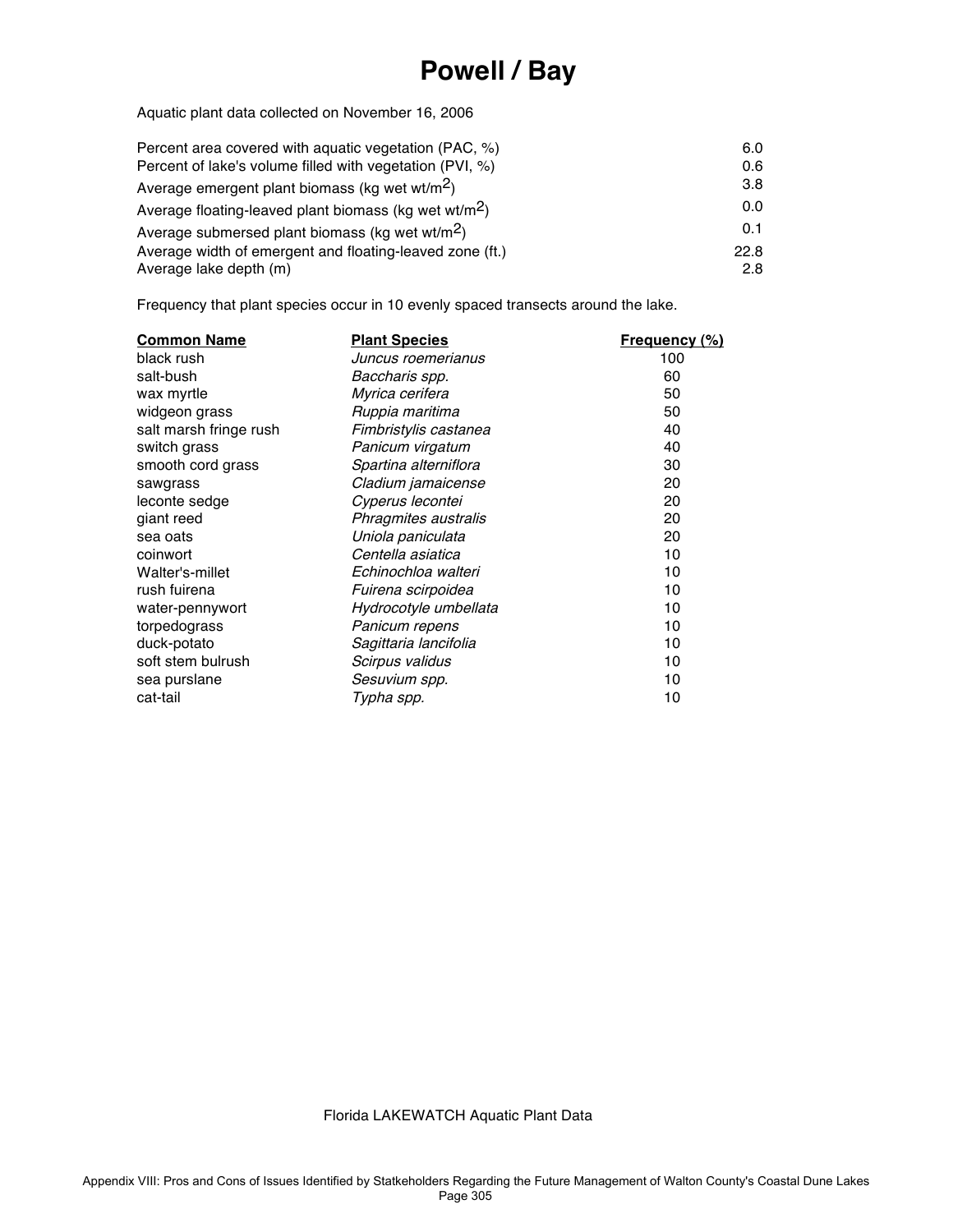# Powell / Bay

Aquatic plant data collected on November 16, 2006

| | |
|---|---|
| Percent area covered with aquatic vegetation (PAC, %) | 6.0 |
| Percent of lake's volume filled with vegetation (PVI, %) | 0.6 |
| Average emergent plant biomass (kg wet wt/$m^2$) | 3.8 |
| Average floating-leaved plant biomass (kg wet wt/$m^2$) | 0.0 |
| Average submersed plant biomass (kg wet wt/$m^2$) | 0.1 |
| Average width of emergent and floating-leaved zone (ft.) | 22.8 |
| Average lake depth (m) | 2.8 |

Frequency that plant species occur in 10 evenly spaced transects around the lake.

| Common Name | Plant Species | Frequency (%) |
|---|---|---|
| black rush | *Juncus roemerianus* | 100 |
| salt-bush | *Baccharis spp.* | 60 |
| wax myrtle | *Myrica cerifera* | 50 |
| widgeon grass | *Ruppia maritima* | 50 |
| salt marsh fringe rush | *Fimbristylis castanea* | 40 |
| switch grass | *Panicum virgatum* | 40 |
| smooth cord grass | *Spartina alterniflora* | 30 |
| sawgrass | *Cladium jamaicense* | 20 |
| leconte sedge | *Cyperus lecontei* | 20 |
| giant reed | *Phragmites australis* | 20 |
| sea oats | *Uniola paniculata* | 20 |
| coinwort | *Centella asiatica* | 10 |
| Walter's-millet | *Echinochloa walteri* | 10 |
| rush fuirena | *Fuirena scirpoidea* | 10 |
| water-pennywort | *Hydrocotyle umbellata* | 10 |
| torpedograss | *Panicum repens* | 10 |
| duck-potato | *Sagittaria lancifolia* | 10 |
| soft stem bulrush | *Scirpus validus* | 10 |
| sea purslane | *Sesuvium spp.* | 10 |
| cat-tail | *Typha spp.* | 10 |

Florida LAKEWATCH Aquatic Plant Data